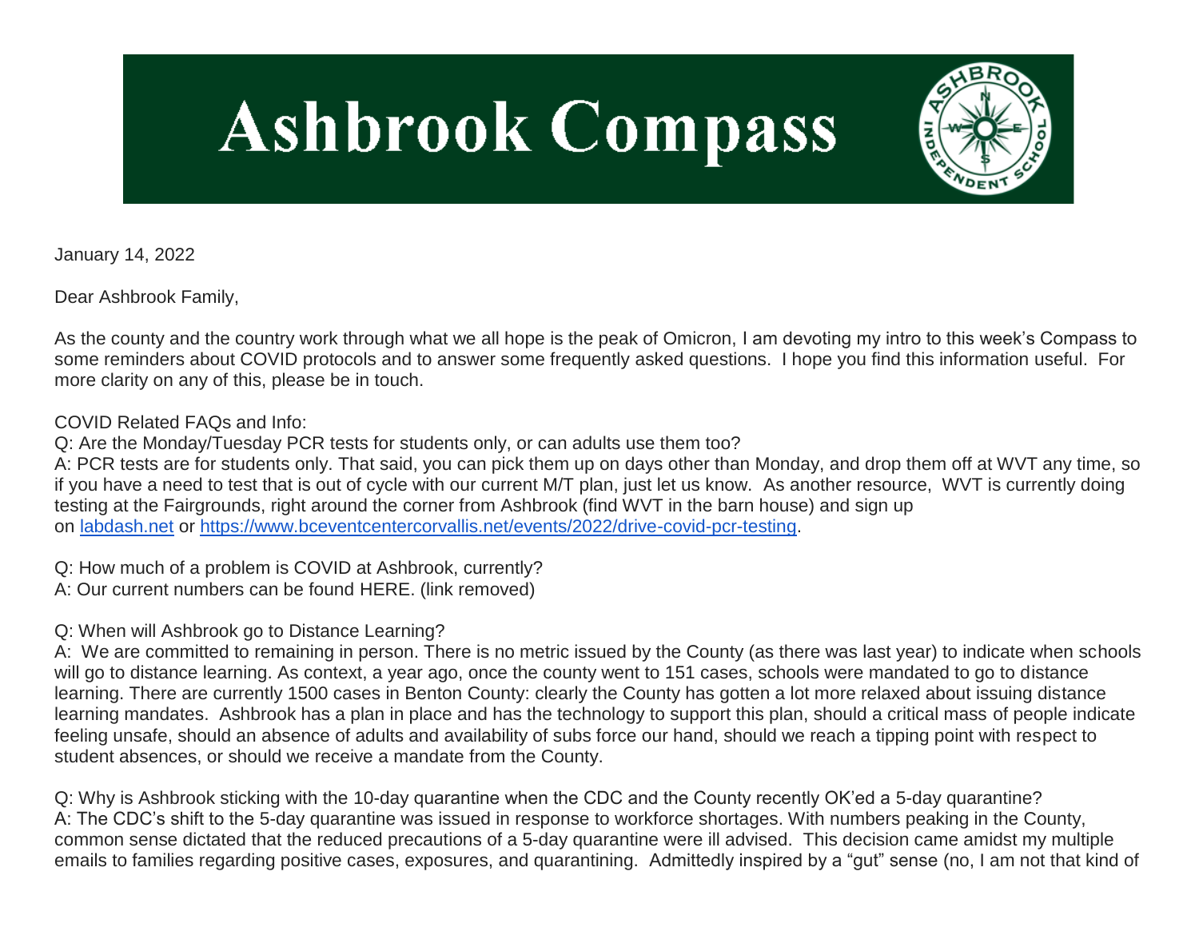# Ashbrook Compass

January 14, 2022

Dear Ashbrook Family,

As the county and the country work through what we all hope is the peak of Omicron, I am devoting my intro to this week's Compass to some reminders about COVID protocols and to answer some frequently asked questions. I hope you find this information useful. For more clarity on any of this, please be in touch.

COVID Related FAQs and Info:

Q: Are the Monday/Tuesday PCR tests for students only, or can adults use them too?

A: PCR tests are for students only. That said, you can pick them up on days other than Monday, and drop them off at WVT any time, so if you have a need to test that is out of cycle with our current M/T plan, just let us know. As another resource, WVT is currently doing testing at the Fairgrounds, right around the corner from Ashbrook (find WVT in the barn house) and sign up on [labdash.net](labdash.net) or [https://www.bceventcentercorvallis.net/events/2022/drive-covid-pcr-testing](https://www.bceventcentercorvallis.net/events/2022/drive-covid-pcr-testing).

Q: How much of a problem is COVID at Ashbrook, currently?

A: Our current numbers can be found HERE. (link removed)

Q: When will Ashbrook go to Distance Learning?

A: We are committed to remaining in person. There is no metric issued by the County (as there was last year) to indicate when schools will go to distance learning. As context, a year ago, once the county went to 151 cases, schools were mandated to go to distance learning. There are currently 1500 cases in Benton County: clearly the County has gotten a lot more relaxed about issuing distance learning mandates. Ashbrook has a plan in place and has the technology to support this plan, should a critical mass of people indicate feeling unsafe, should an absence of adults and availability of subs force our hand, should we reach a tipping point with respect to student absences, or should we receive a mandate from the County.

Q: Why is Ashbrook sticking with the 10-day quarantine when the CDC and the County recently OK'ed a 5-day quarantine?

A: The CDC's shift to the 5-day quarantine was issued in response to workforce shortages. With numbers peaking in the County, common sense dictated that the reduced precautions of a 5-day quarantine were ill advised. This decision came amidst my multiple emails to families regarding positive cases, exposures, and quarantining. Admittedly inspired by a "gut" sense (no, I am not that kind of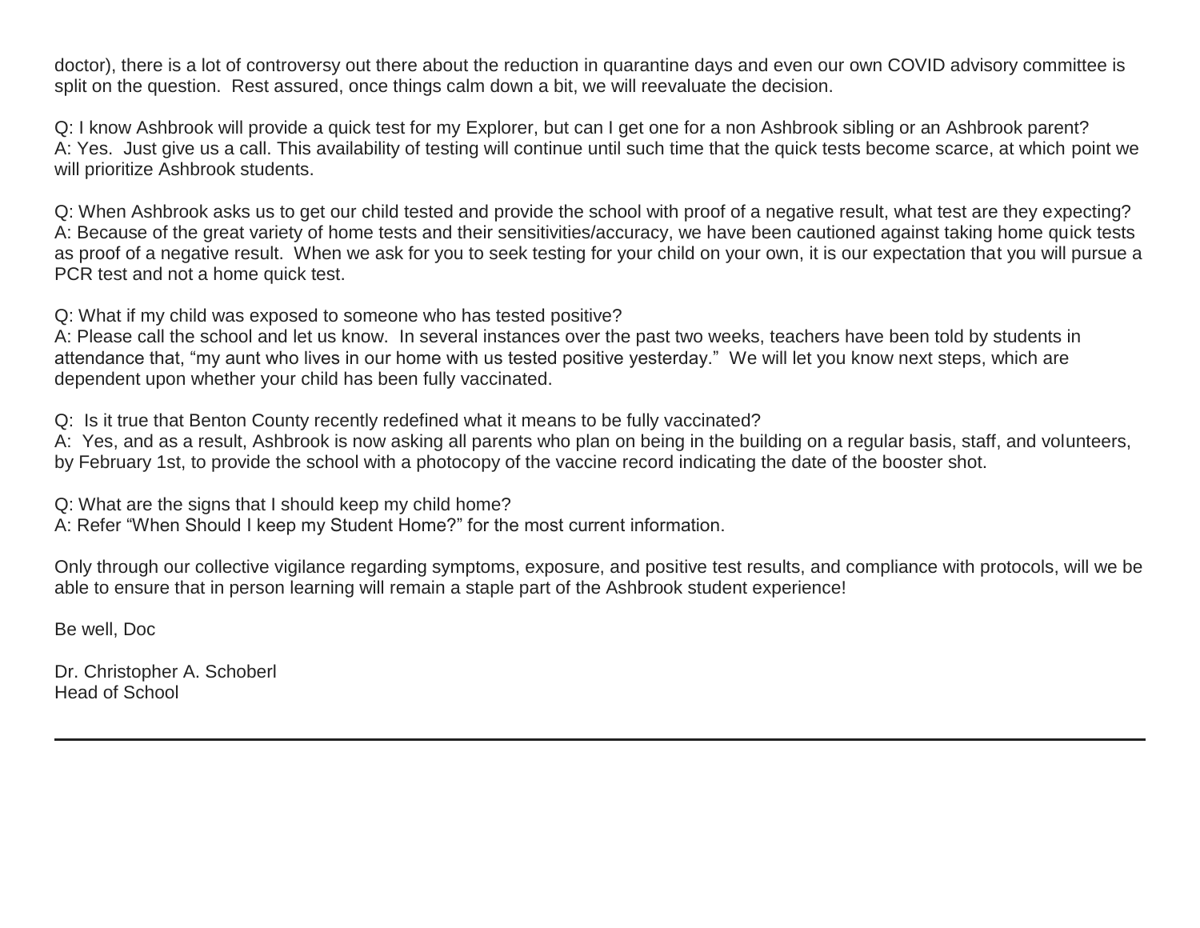doctor), there is a lot of controversy out there about the reduction in quarantine days and even our own COVID advisory committee is split on the question. Rest assured, once things calm down a bit, we will reevaluate the decision.

Q: I know Ashbrook will provide a quick test for my Explorer, but can I get one for a non Ashbrook sibling or an Ashbrook parent?
A: Yes. Just give us a call. This availability of testing will continue until such time that the quick tests become scarce, at which point we will prioritize Ashbrook students.

Q: When Ashbrook asks us to get our child tested and provide the school with proof of a negative result, what test are they expecting?
A: Because of the great variety of home tests and their sensitivities/accuracy, we have been cautioned against taking home quick tests as proof of a negative result. When we ask for you to seek testing for your child on your own, it is our expectation that you will pursue a PCR test and not a home quick test.

Q: What if my child was exposed to someone who has tested positive?
A: Please call the school and let us know. In several instances over the past two weeks, teachers have been told by students in attendance that, "my aunt who lives in our home with us tested positive yesterday." We will let you know next steps, which are dependent upon whether your child has been fully vaccinated.

Q: Is it true that Benton County recently redefined what it means to be fully vaccinated?
A: Yes, and as a result, Ashbrook is now asking all parents who plan on being in the building on a regular basis, staff, and volunteers, by February 1st, to provide the school with a photocopy of the vaccine record indicating the date of the booster shot.

Q: What are the signs that I should keep my child home?
A: Refer "When Should I keep my Student Home?" for the most current information.

Only through our collective vigilance regarding symptoms, exposure, and positive test results, and compliance with protocols, will we be able to ensure that in person learning will remain a staple part of the Ashbrook student experience!

Be well, Doc

Dr. Christopher A. Schoberl
Head of School

---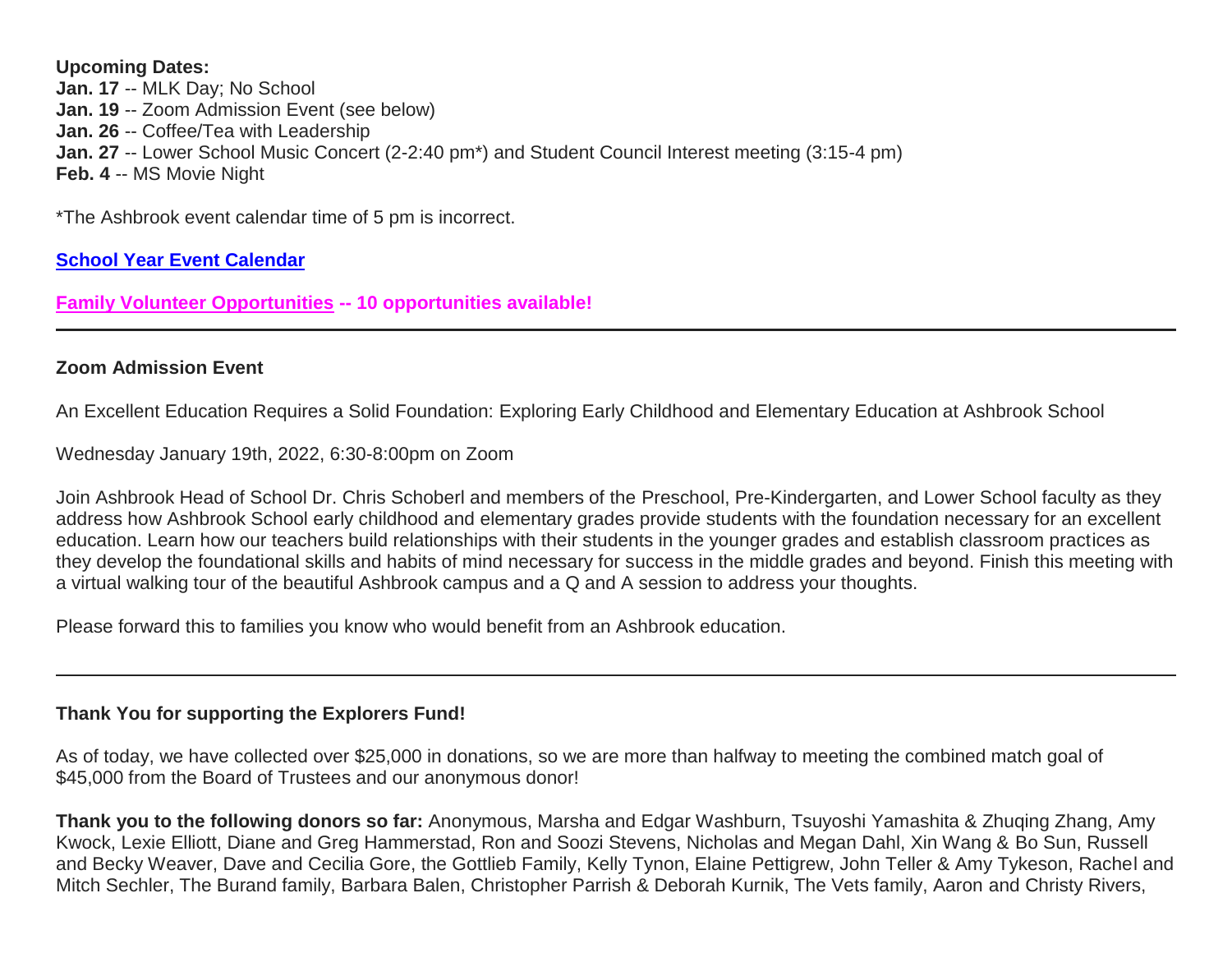**Upcoming Dates:**
**Jan. 17** -- MLK Day; No School
**Jan. 19** -- Zoom Admission Event (see below)
**Jan. 26** -- Coffee/Tea with Leadership
**Jan. 27** -- Lower School Music Concert (2-2:40 pm*) and Student Council Interest meeting (3:15-4 pm)
**Feb. 4** -- MS Movie Night

*The Ashbrook event calendar time of 5 pm is incorrect.

**School Year Event Calendar**

**Family Volunteer Opportunities -- 10 opportunities available!**

---

**Zoom Admission Event**

An Excellent Education Requires a Solid Foundation: Exploring Early Childhood and Elementary Education at Ashbrook School

Wednesday January 19th, 2022, 6:30-8:00pm on Zoom

Join Ashbrook Head of School Dr. Chris Schoberl and members of the Preschool, Pre-Kindergarten, and Lower School faculty as they address how Ashbrook School early childhood and elementary grades provide students with the foundation necessary for an excellent education. Learn how our teachers build relationships with their students in the younger grades and establish classroom practices as they develop the foundational skills and habits of mind necessary for success in the middle grades and beyond. Finish this meeting with a virtual walking tour of the beautiful Ashbrook campus and a Q and A session to address your thoughts.

Please forward this to families you know who would benefit from an Ashbrook education.

---

**Thank You for supporting the Explorers Fund!**

As of today, we have collected over $25,000 in donations, so we are more than halfway to meeting the combined match goal of $45,000 from the Board of Trustees and our anonymous donor!

**Thank you to the following donors so far:** Anonymous, Marsha and Edgar Washburn, Tsuyoshi Yamashita & Zhuqing Zhang, Amy Kwock, Lexie Elliott, Diane and Greg Hammerstad, Ron and Soozi Stevens, Nicholas and Megan Dahl, Xin Wang & Bo Sun, Russell and Becky Weaver, Dave and Cecilia Gore, the Gottlieb Family, Kelly Tynon, Elaine Pettigrew, John Teller & Amy Tykeson, Rachel and Mitch Sechler, The Burand family, Barbara Balen, Christopher Parrish & Deborah Kurnik, The Vets family, Aaron and Christy Rivers,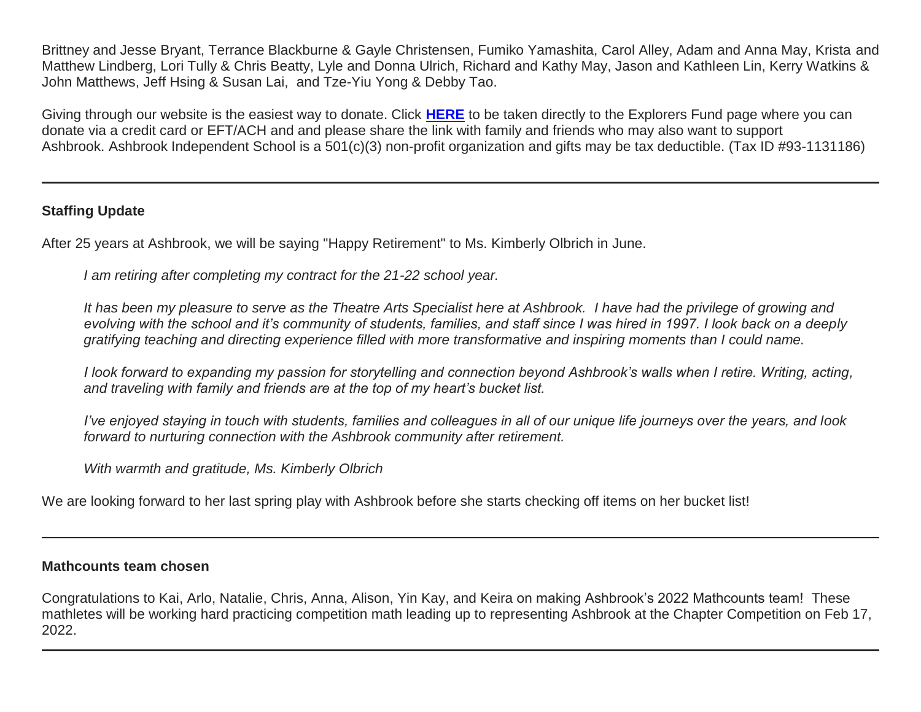Brittney and Jesse Bryant, Terrance Blackburne & Gayle Christensen, Fumiko Yamashita, Carol Alley, Adam and Anna May, Krista and Matthew Lindberg, Lori Tully & Chris Beatty, Lyle and Donna Ulrich, Richard and Kathy May, Jason and Kathleen Lin, Kerry Watkins & John Matthews, Jeff Hsing & Susan Lai,  and Tze-Yiu Yong & Debby Tao.

Giving through our website is the easiest way to donate. Click **HERE** to be taken directly to the Explorers Fund page where you can donate via a credit card or EFT/ACH and and please share the link with family and friends who may also want to support Ashbrook. Ashbrook Independent School is a 501(c)(3) non-profit organization and gifts may be tax deductible. (Tax ID #93-1131186)

---

**Staffing Update**

After 25 years at Ashbrook, we will be saying "Happy Retirement" to Ms. Kimberly Olbrich in June.

> *I am retiring after completing my contract for the 21-22 school year.*
>
> *It has been my pleasure to serve as the Theatre Arts Specialist here at Ashbrook.  I have had the privilege of growing and evolving with the school and it's community of students, families, and staff since I was hired in 1997. I look back on a deeply gratifying teaching and directing experience filled with more transformative and inspiring moments than I could name.*
>
> *I look forward to expanding my passion for storytelling and connection beyond Ashbrook's walls when I retire. Writing, acting, and traveling with family and friends are at the top of my heart's bucket list.*
>
> *I've enjoyed staying in touch with students, families and colleagues in all of our unique life journeys over the years, and look forward to nurturing connection with the Ashbrook community after retirement.*
>
> *With warmth and gratitude, Ms. Kimberly Olbrich*

We are looking forward to her last spring play with Ashbrook before she starts checking off items on her bucket list!

---

**Mathcounts team chosen**

Congratulations to Kai, Arlo, Natalie, Chris, Anna, Alison, Yin Kay, and Keira on making Ashbrook's 2022 Mathcounts team!  These mathletes will be working hard practicing competition math leading up to representing Ashbrook at the Chapter Competition on Feb 17, 2022.

---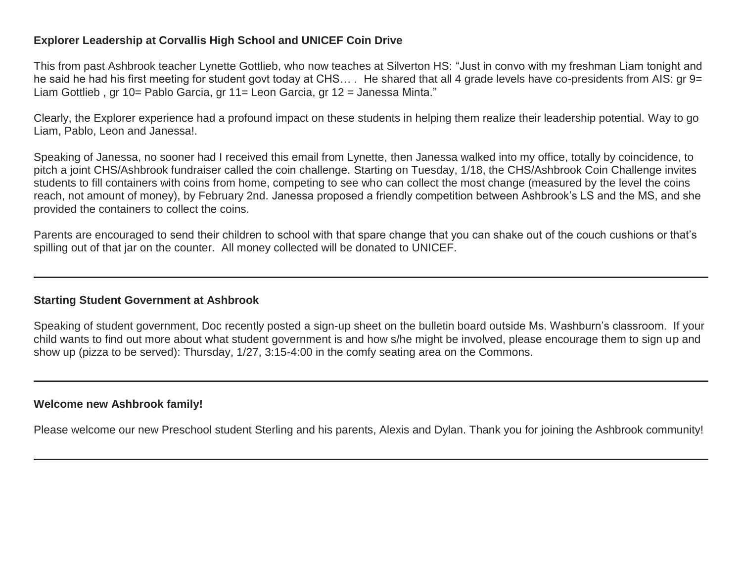**Explorer Leadership at Corvallis High School and UNICEF Coin Drive**

This from past Ashbrook teacher Lynette Gottlieb, who now teaches at Silverton HS: “Just in convo with my freshman Liam tonight and he said he had his first meeting for student govt today at CHS… . He shared that all 4 grade levels have co-presidents from AIS: gr 9= Liam Gottlieb , gr 10= Pablo Garcia, gr 11= Leon Garcia, gr 12 = Janessa Minta.”

Clearly, the Explorer experience had a profound impact on these students in helping them realize their leadership potential. Way to go Liam, Pablo, Leon and Janessa!.

Speaking of Janessa, no sooner had I received this email from Lynette, then Janessa walked into my office, totally by coincidence, to pitch a joint CHS/Ashbrook fundraiser called the coin challenge. Starting on Tuesday, 1/18, the CHS/Ashbrook Coin Challenge invites students to fill containers with coins from home, competing to see who can collect the most change (measured by the level the coins reach, not amount of money), by February 2nd. Janessa proposed a friendly competition between Ashbrook’s LS and the MS, and she provided the containers to collect the coins.

Parents are encouraged to send their children to school with that spare change that you can shake out of the couch cushions or that’s spilling out of that jar on the counter. All money collected will be donated to UNICEF.

---

**Starting Student Government at Ashbrook**

Speaking of student government, Doc recently posted a sign-up sheet on the bulletin board outside Ms. Washburn’s classroom. If your child wants to find out more about what student government is and how s/he might be involved, please encourage them to sign up and show up (pizza to be served): Thursday, 1/27, 3:15-4:00 in the comfy seating area on the Commons.

---

**Welcome new Ashbrook family!**

Please welcome our new Preschool student Sterling and his parents, Alexis and Dylan. Thank you for joining the Ashbrook community!

---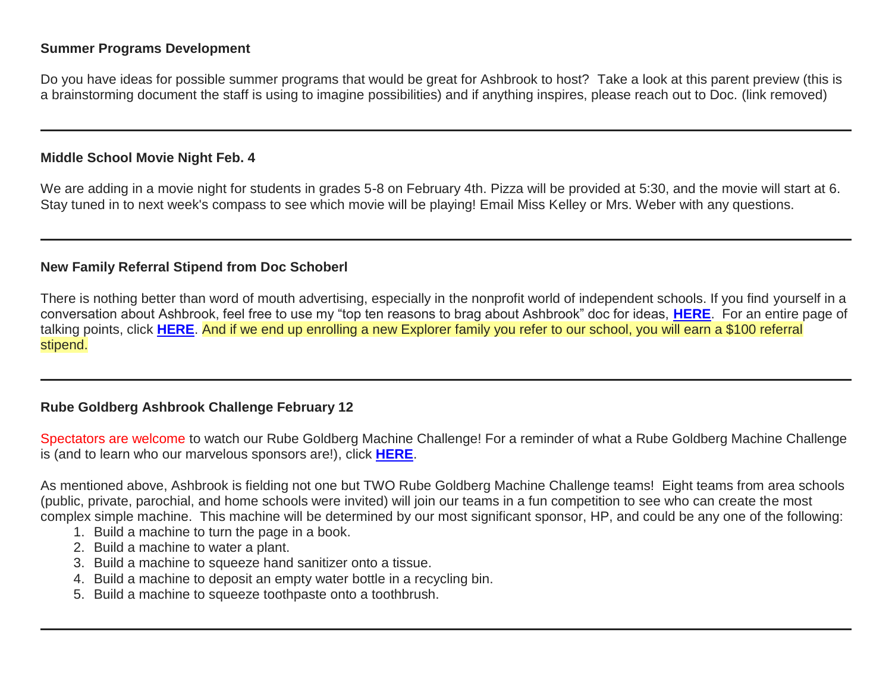**Summer Programs Development**

Do you have ideas for possible summer programs that would be great for Ashbrook to host? Take a look at this parent preview (this is a brainstorming document the staff is using to imagine possibilities) and if anything inspires, please reach out to Doc. (link removed)

---

**Middle School Movie Night Feb. 4**

We are adding in a movie night for students in grades 5-8 on February 4th. Pizza will be provided at 5:30, and the movie will start at 6. Stay tuned in to next week's compass to see which movie will be playing! Email Miss Kelley or Mrs. Weber with any questions.

---

**New Family Referral Stipend from Doc Schoberl**

There is nothing better than word of mouth advertising, especially in the nonprofit world of independent schools. If you find yourself in a conversation about Ashbrook, feel free to use my "top ten reasons to brag about Ashbrook" doc for ideas, **HERE**. For an entire page of talking points, click **HERE**. And if we end up enrolling a new Explorer family you refer to our school, you will earn a $100 referral stipend.

---

**Rube Goldberg Ashbrook Challenge February 12**

Spectators are welcome to watch our Rube Goldberg Machine Challenge! For a reminder of what a Rube Goldberg Machine Challenge is (and to learn who our marvelous sponsors are!), click **HERE**.

As mentioned above, Ashbrook is fielding not one but TWO Rube Goldberg Machine Challenge teams! Eight teams from area schools (public, private, parochial, and home schools were invited) will join our teams in a fun competition to see who can create the most complex simple machine. This machine will be determined by our most significant sponsor, HP, and could be any one of the following:

1. Build a machine to turn the page in a book.
2. Build a machine to water a plant.
3. Build a machine to squeeze hand sanitizer onto a tissue.
4. Build a machine to deposit an empty water bottle in a recycling bin.
5. Build a machine to squeeze toothpaste onto a toothbrush.

---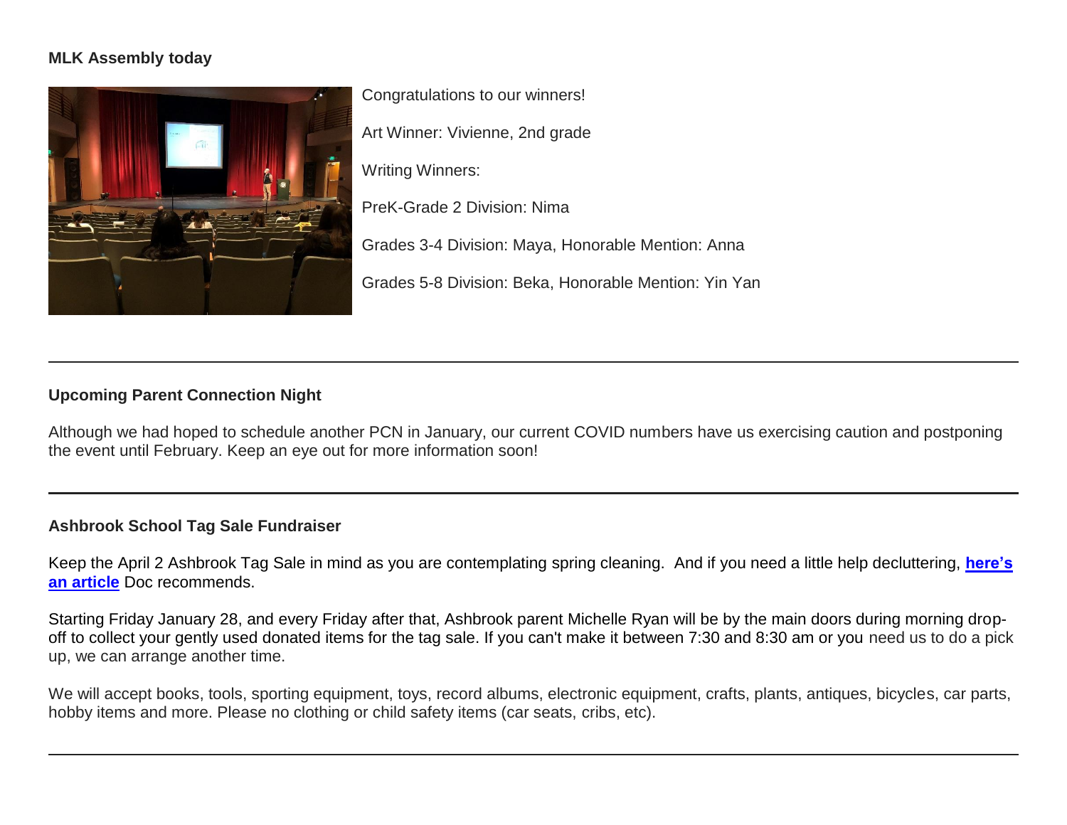**MLK Assembly today**

Congratulations to our winners!

Art Winner: Vivienne, 2nd grade

Writing Winners:

PreK-Grade 2 Division: Nima

Grades 3-4 Division: Maya, Honorable Mention: Anna

Grades 5-8 Division: Beka, Honorable Mention: Yin Yan

---

**Upcoming Parent Connection Night**

Although we had hoped to schedule another PCN in January, our current COVID numbers have us exercising caution and postponing the event until February. Keep an eye out for more information soon!

---

**Ashbrook School Tag Sale Fundraiser**

Keep the April 2 Ashbrook Tag Sale in mind as you are contemplating spring cleaning. And if you need a little help decluttering, **here's an article** Doc recommends.

Starting Friday January 28, and every Friday after that, Ashbrook parent Michelle Ryan will be by the main doors during morning drop-off to collect your gently used donated items for the tag sale. If you can't make it between 7:30 and 8:30 am or you need us to do a pick up, we can arrange another time.

We will accept books, tools, sporting equipment, toys, record albums, electronic equipment, crafts, plants, antiques, bicycles, car parts, hobby items and more. Please no clothing or child safety items (car seats, cribs, etc).

---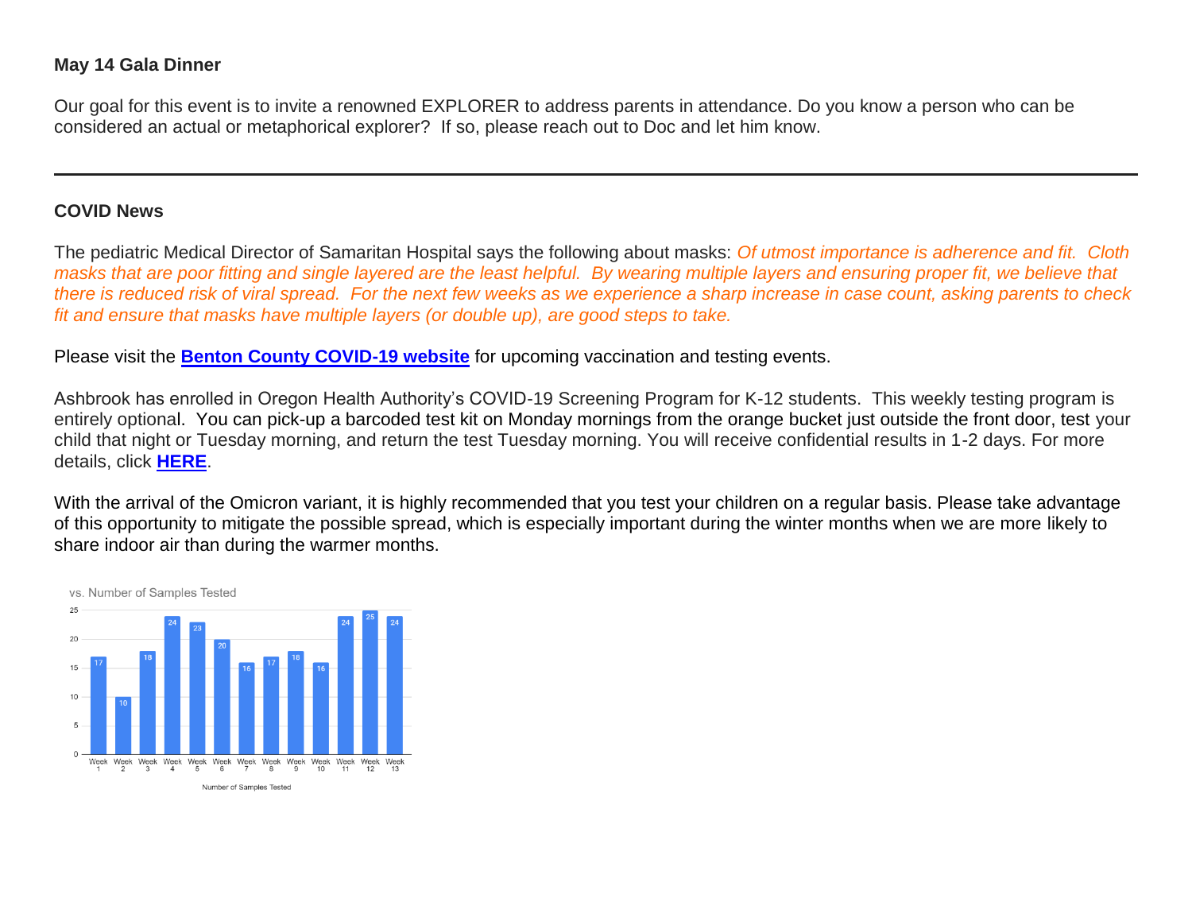**May 14 Gala Dinner**

Our goal for this event is to invite a renowned EXPLORER to address parents in attendance. Do you know a person who can be considered an actual or metaphorical explorer? If so, please reach out to Doc and let him know.

---

**COVID News**

The pediatric Medical Director of Samaritan Hospital says the following about masks: *Of utmost importance is adherence and fit. Cloth masks that are poor fitting and single layered are the least helpful. By wearing multiple layers and ensuring proper fit, we believe that there is reduced risk of viral spread. For the next few weeks as we experience a sharp increase in case count, asking parents to check fit and ensure that masks have multiple layers (or double up), are good steps to take.*

Please visit the **Benton County COVID-19 website** for upcoming vaccination and testing events.

Ashbrook has enrolled in Oregon Health Authority's COVID-19 Screening Program for K-12 students. This weekly testing program is entirely optional. You can pick-up a barcoded test kit on Monday mornings from the orange bucket just outside the front door, test your child that night or Tuesday morning, and return the test Tuesday morning. You will receive confidential results in 1-2 days. For more details, click **HERE**.

With the arrival of the Omicron variant, it is highly recommended that you test your children on a regular basis. Please take advantage of this opportunity to mitigate the possible spread, which is especially important during the winter months when we are more likely to share indoor air than during the warmer months.

vs. Number of Samples Tested

25
20
15
10
5
0

17, 10, 18, 24, 23, 20, 16, 17, 18, 16, 24, 25, 24

Week 1, Week 2, Week 3, Week 4, Week 5, Week 6, Week 7, Week 8, Week 9, Week 10, Week 11, Week 12, Week 13

Number of Samples Tested